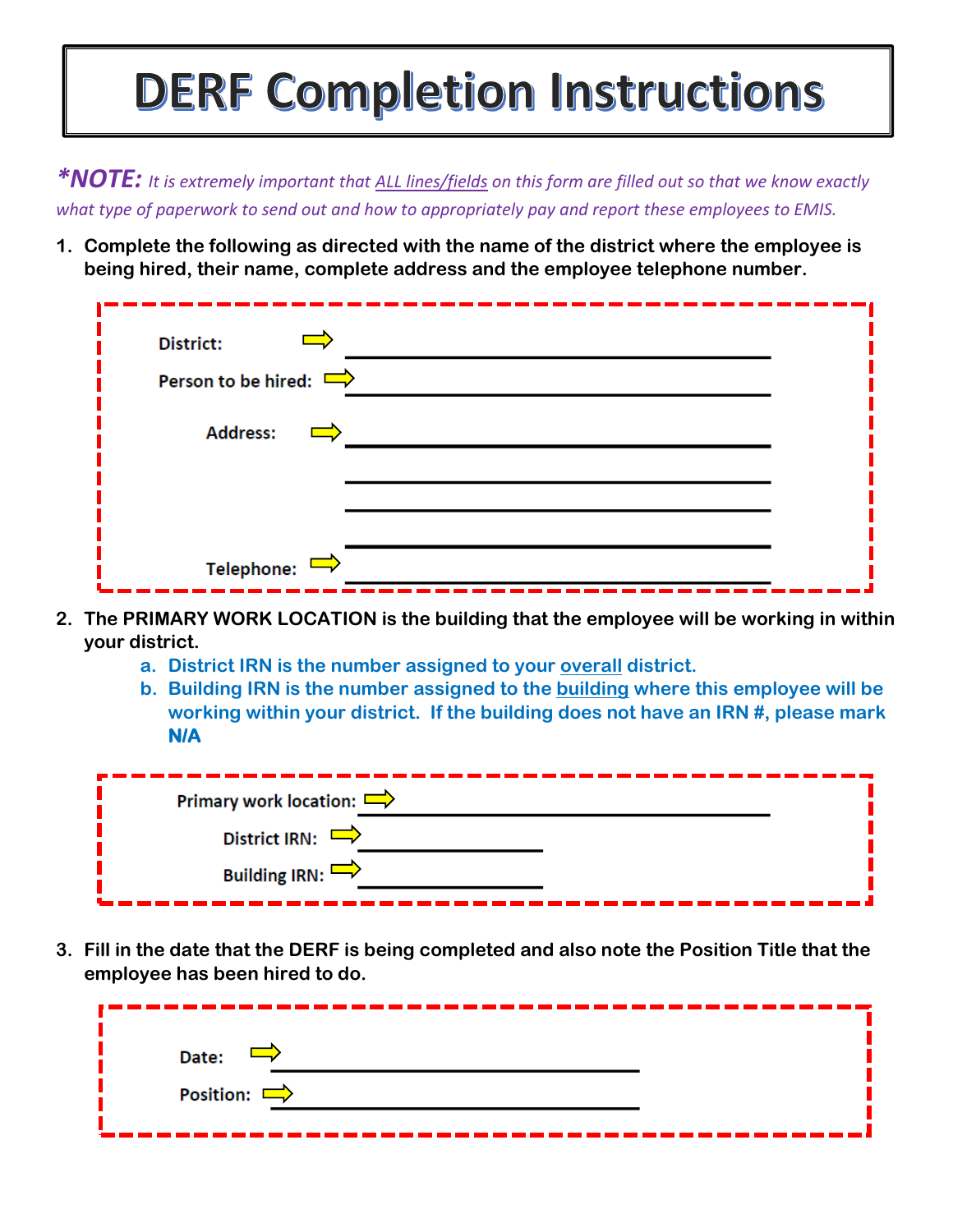# DERF Completion Instructions

***NOTE:*** *It is extremely important that ALL lines/fields on this form are filled out so that we know exactly what type of paperwork to send out and how to appropriately pay and report these employees to EMIS.*

1. **Complete the following as directed with the name of the district where the employee is being hired, their name, complete address and the employee telephone number.**

District: ________________________________

Person to be hired: ________________________________

Address: ________________________________

________________________________

________________________________

________________________________

Telephone: ________________________________

2. **The PRIMARY WORK LOCATION is the building that the employee will be working in within your district.**
   a. **District IRN is the number assigned to your overall district.**
   b. **Building IRN is the number assigned to the building where this employee will be working within your district. If the building does not have an IRN #, please mark N/A**

Primary work location: ________________________________

District IRN: ________________

Building IRN: ________________

3. **Fill in the date that the DERF is being completed and also note the Position Title that the employee has been hired to do.**

Date: ________________________________

Position: ________________________________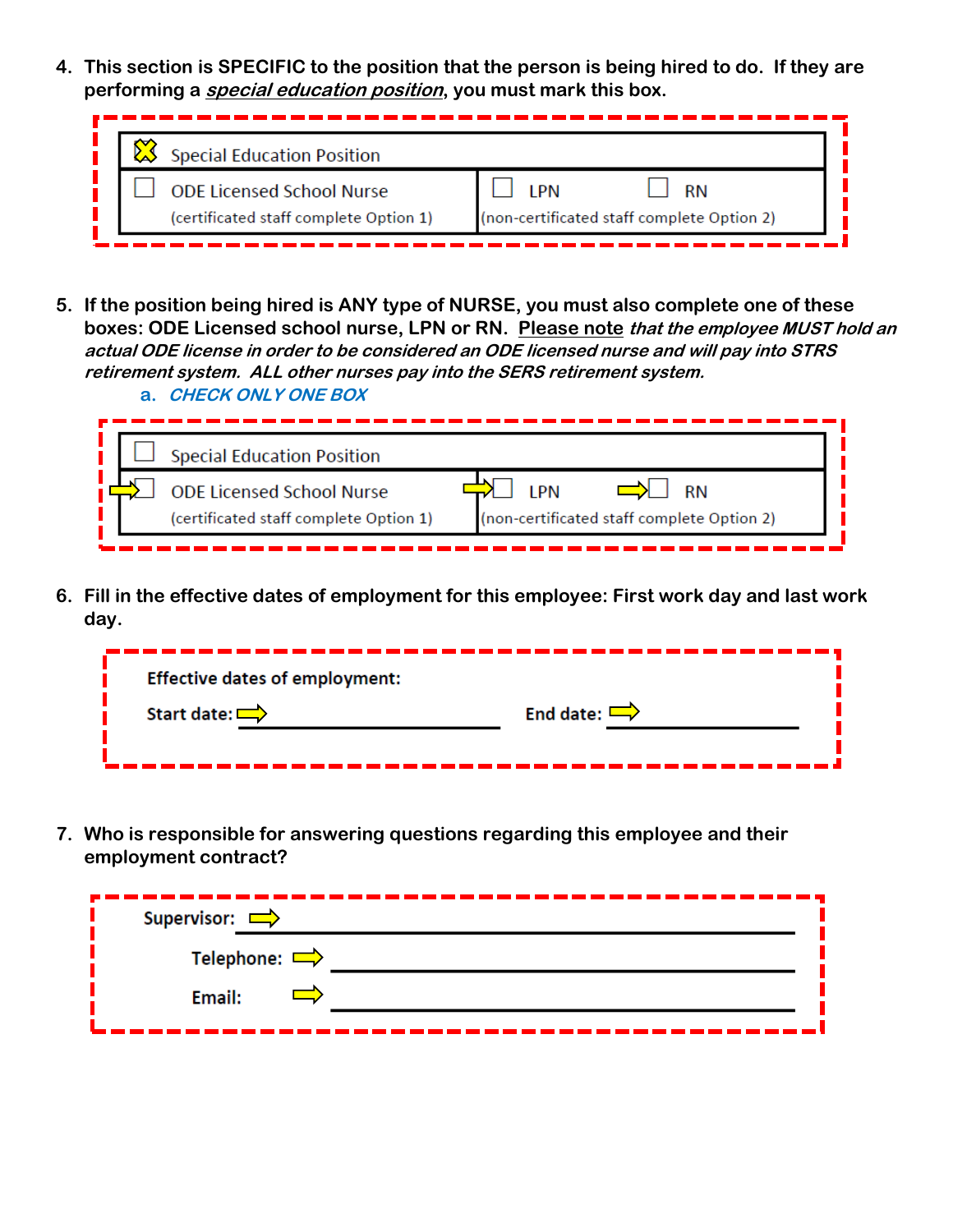4. **This section is SPECIFIC to the position that the person is being hired to do. If they are performing a *special education position*, you must mark this box.**

| ☒ Special Education Position | |
|---|---|
| ☐ ODE Licensed School Nurse (certificated staff complete Option 1) | ☐ LPN ☐ RN (non-certificated staff complete Option 2) |

5. **If the position being hired is ANY type of NURSE, you must also complete one of these boxes: ODE Licensed school nurse, LPN or RN. Please note *that the employee MUST hold an actual ODE license in order to be considered an ODE licensed nurse and will pay into STRS retirement system. ALL other nurses pay into the SERS retirement system.***
   a. ***CHECK ONLY ONE BOX***

| ☐ Special Education Position | |
|---|---|
| ☐ ODE Licensed School Nurse (certificated staff complete Option 1) | ☐ LPN ☐ RN (non-certificated staff complete Option 2) |

6. **Fill in the effective dates of employment for this employee: First work day and last work day.**

**Effective dates of employment:**

**Start date:** ______________________ **End date:** ______________________

7. **Who is responsible for answering questions regarding this employee and their employment contract?**

**Supervisor:** ______________________

**Telephone:** ______________________

**Email:** ______________________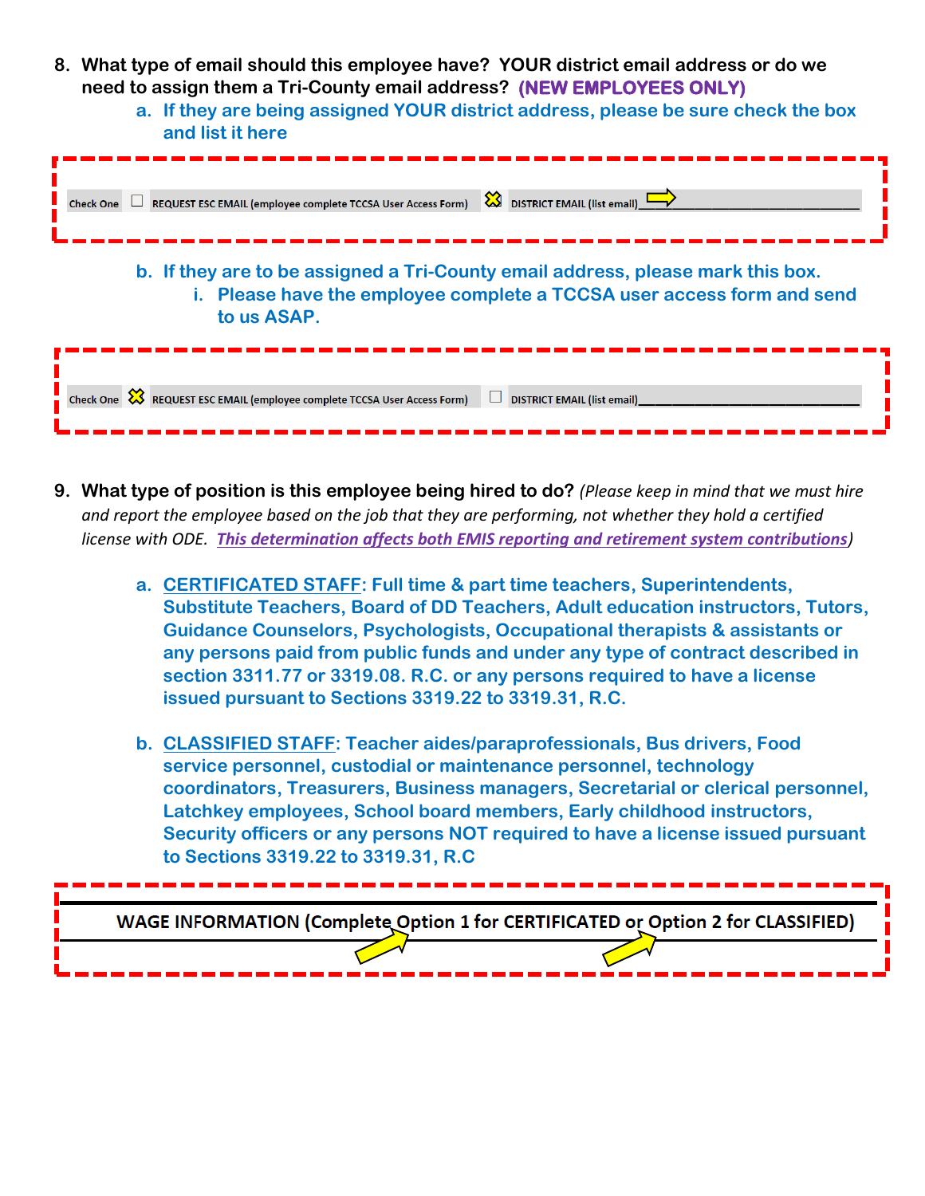8. **What type of email should this employee have? YOUR district email address or do we need to assign them a Tri-County email address? (NEW EMPLOYEES ONLY)**
   a. **If they are being assigned YOUR district address, please be sure check the box and list it here**

| Check One | ☐ REQUEST ESC EMAIL (employee complete TCCSA User Access Form) | ☒ DISTRICT EMAIL (list email)________________________________ |
|---|---|---|

   b. **If they are to be assigned a Tri-County email address, please mark this box.**
      i. **Please have the employee complete a TCCSA user access form and send to us ASAP.**

| Check One | ☒ REQUEST ESC EMAIL (employee complete TCCSA User Access Form) | ☐ DISTRICT EMAIL (list email)________________________________ |
|---|---|---|

9. **What type of position is this employee being hired to do?** *(Please keep in mind that we must hire and report the employee based on the job that they are performing, not whether they hold a certified license with ODE. This determination affects both EMIS reporting and retirement system contributions)*

   a. **CERTIFICATED STAFF: Full time & part time teachers, Superintendents, Substitute Teachers, Board of DD Teachers, Adult education instructors, Tutors, Guidance Counselors, Psychologists, Occupational therapists & assistants or any persons paid from public funds and under any type of contract described in section 3311.77 or 3319.08. R.C. or any persons required to have a license issued pursuant to Sections 3319.22 to 3319.31, R.C.**

   b. **CLASSIFIED STAFF: Teacher aides/paraprofessionals, Bus drivers, Food service personnel, custodial or maintenance personnel, technology coordinators, Treasurers, Business managers, Secretarial or clerical personnel, Latchkey employees, School board members, Early childhood instructors, Security officers or any persons NOT required to have a license issued pursuant to Sections 3319.22 to 3319.31, R.C**

**WAGE INFORMATION (Complete Option 1 for CERTIFICATED or Option 2 for CLASSIFIED)**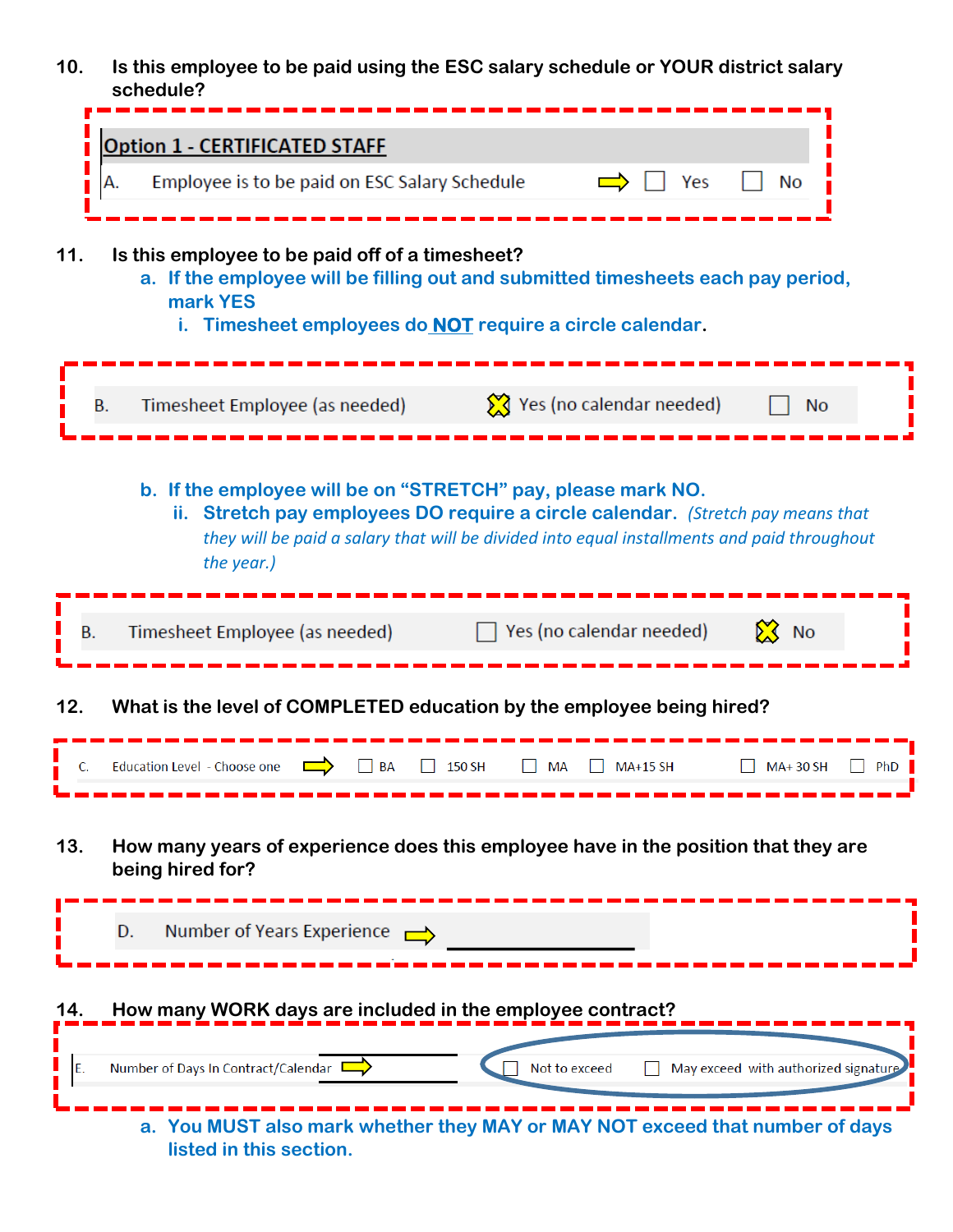10. **Is this employee to be paid using the ESC salary schedule or YOUR district salary schedule?**

| **Option 1 - CERTIFICATED STAFF** | | |
|---|---|---|
| A. Employee is to be paid on ESC Salary Schedule ⇨ | ☐ Yes | ☐ No |

11. **Is this employee to be paid off of a timesheet?**
    a. **If the employee will be filling out and submitted timesheets each pay period, mark YES**
        i. **Timesheet employees do NOT require a circle calendar.**

| B. Timesheet Employee (as needed) | ☒ Yes (no calendar needed) | ☐ No |
|---|---|---|

    b. **If the employee will be on "STRETCH" pay, please mark NO.**
        ii. **Stretch pay employees DO require a circle calendar.** *(Stretch pay means that they will be paid a salary that will be divided into equal installments and paid throughout the year.)*

| B. Timesheet Employee (as needed) | ☐ Yes (no calendar needed) | ☒ No |
|---|---|---|

12. **What is the level of COMPLETED education by the employee being hired?**

| C. Education Level - Choose one ⇨ | ☐ BA | ☐ 150 SH | ☐ MA | ☐ MA+15 SH | ☐ MA+ 30 SH | ☐ PhD |
|---|---|---|---|---|---|---|

13. **How many years of experience does this employee have in the position that they are being hired for?**

| D. Number of Years Experience ⇨ | ________________ |
|---|---|

14. **How many WORK days are included in the employee contract?**

| E. Number of Days In Contract/Calendar ⇨ | ________________ | ☐ Not to exceed | ☐ May exceed with authorized signature |
|---|---|---|---|

    a. **You MUST also mark whether they MAY or MAY NOT exceed that number of days listed in this section.**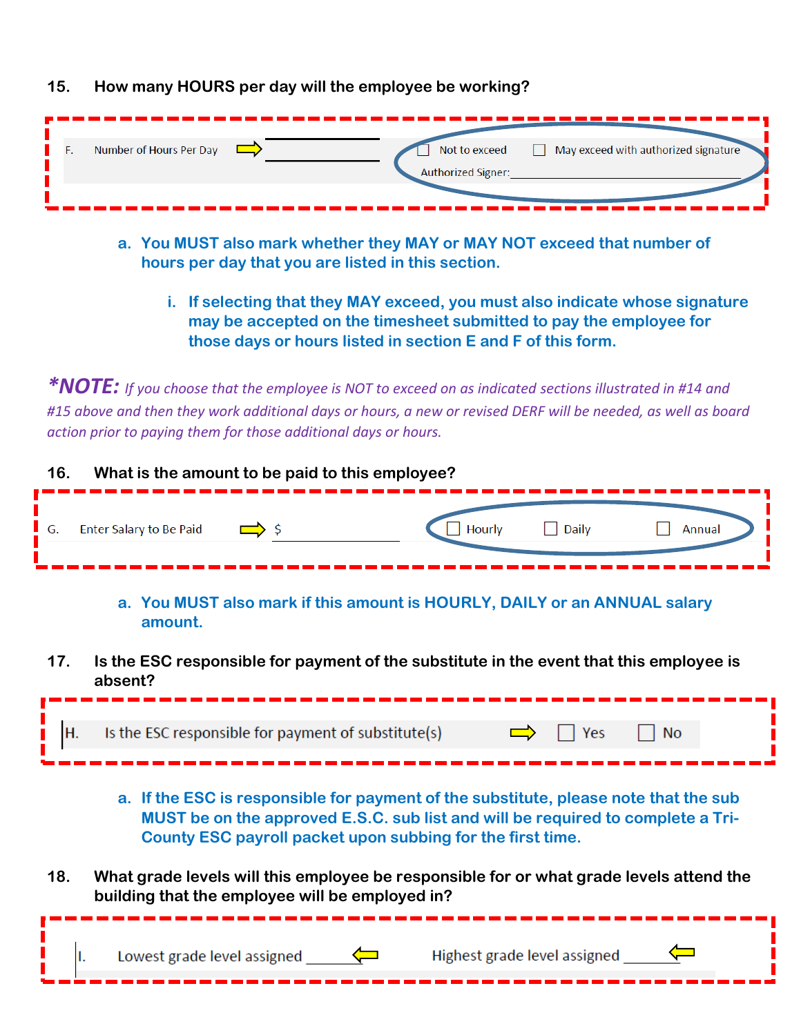15. **How many HOURS per day will the employee be working?**

F. Number of Hours Per Day ⇨ ____________ ☐ Not to exceed ☐ May exceed with authorized signature

Authorized Signer: ______________________________

a. **You MUST also mark whether they MAY or MAY NOT exceed that number of hours per day that you are listed in this section.**

i. **If selecting that they MAY exceed, you must also indicate whose signature may be accepted on the timesheet submitted to pay the employee for those days or hours listed in section E and F of this form.**

***NOTE:** *If you choose that the employee is NOT to exceed on as indicated sections illustrated in #14 and #15 above and then they work additional days or hours, a new or revised DERF will be needed, as well as board action prior to paying them for those additional days or hours.*

16. **What is the amount to be paid to this employee?**

G. Enter Salary to Be Paid ⇨ $ ____________ ☐ Hourly ☐ Daily ☐ Annual

a. **You MUST also mark if this amount is HOURLY, DAILY or an ANNUAL salary amount.**

17. **Is the ESC responsible for payment of the substitute in the event that this employee is absent?**

H. Is the ESC responsible for payment of substitute(s) ⇨ ☐ Yes ☐ No

a. **If the ESC is responsible for payment of the substitute, please note that the sub MUST be on the approved E.S.C. sub list and will be required to complete a Tri-County ESC payroll packet upon subbing for the first time.**

18. **What grade levels will this employee be responsible for or what grade levels attend the building that the employee will be employed in?**

I. Lowest grade level assigned ________ ⇦ Highest grade level assigned ________ ⇦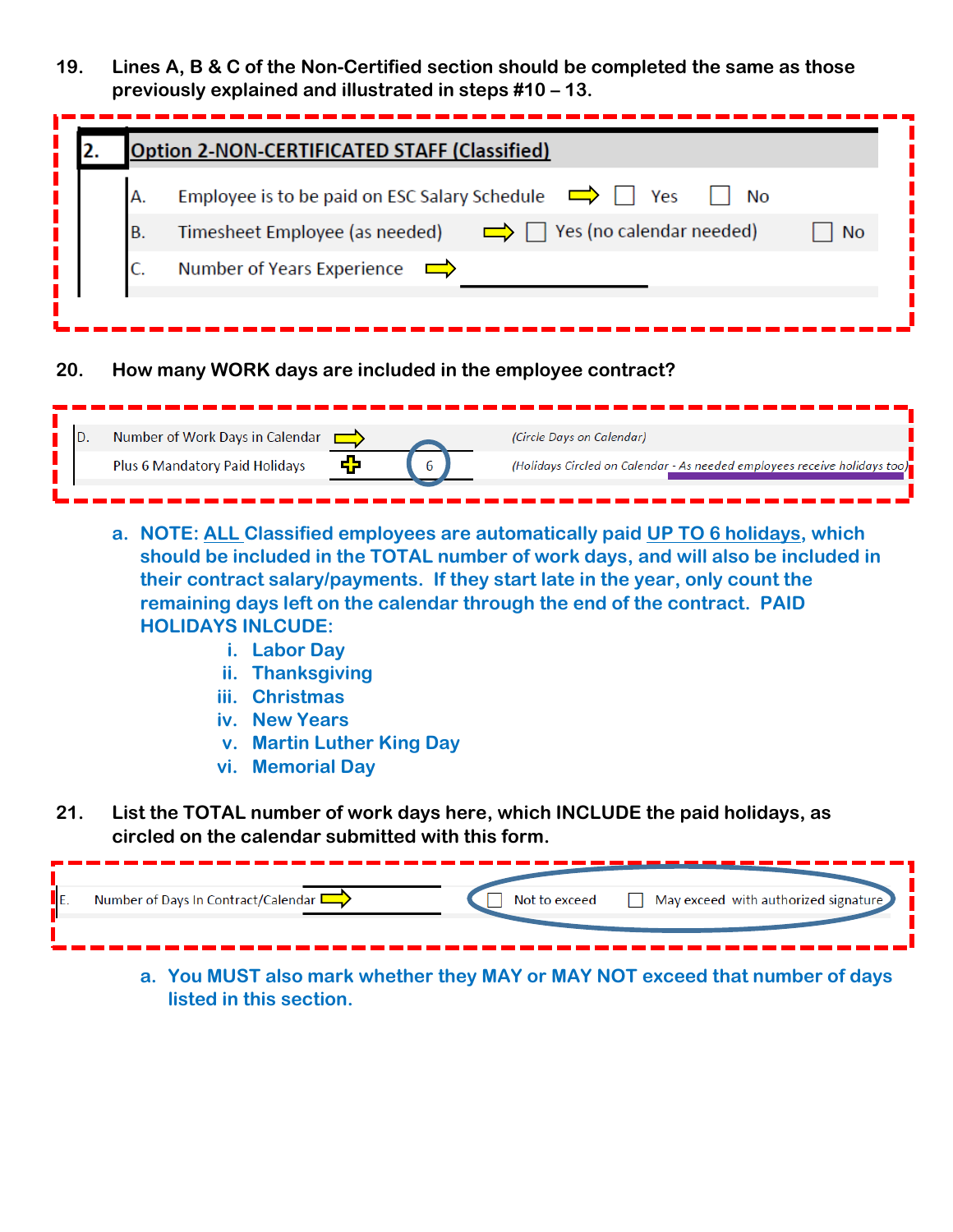19. **Lines A, B & C of the Non-Certified section should be completed the same as those previously explained and illustrated in steps #10 – 13.**

| 2. | Option 2-NON-CERTIFICATED STAFF (Classified) | | |
|---|---|---|---|
| A. | Employee is to be paid on ESC Salary Schedule ⇨ | ☐ Yes | ☐ No |
| B. | Timesheet Employee (as needed) ⇨ | ☐ Yes (no calendar needed) | ☐ No |
| C. | Number of Years Experience ⇨ | ______ | |

20. **How many WORK days are included in the employee contract?**

| D. | Number of Work Days in Calendar ⇨ | ______ | *(Circle Days on Calendar)* |
|---|---|---|---|
| | Plus 6 Mandatory Paid Holidays ✚ | 6 | *(Holidays Circled on Calendar - As needed employees receive holidays too)* |

a. **NOTE: ALL Classified employees are automatically paid UP TO 6 holidays, which should be included in the TOTAL number of work days, and will also be included in their contract salary/payments. If they start late in the year, only count the remaining days left on the calendar through the end of the contract. PAID HOLIDAYS INLCUDE:**
   i. **Labor Day**
   ii. **Thanksgiving**
   iii. **Christmas**
   iv. **New Years**
   v. **Martin Luther King Day**
   vi. **Memorial Day**

21. **List the TOTAL number of work days here, which INCLUDE the paid holidays, as circled on the calendar submitted with this form.**

| E. | Number of Days In Contract/Calendar ⇨ | ______ | ☐ Not to exceed | ☐ May exceed with authorized signature |
|---|---|---|---|---|

a. **You MUST also mark whether they MAY or MAY NOT exceed that number of days listed in this section.**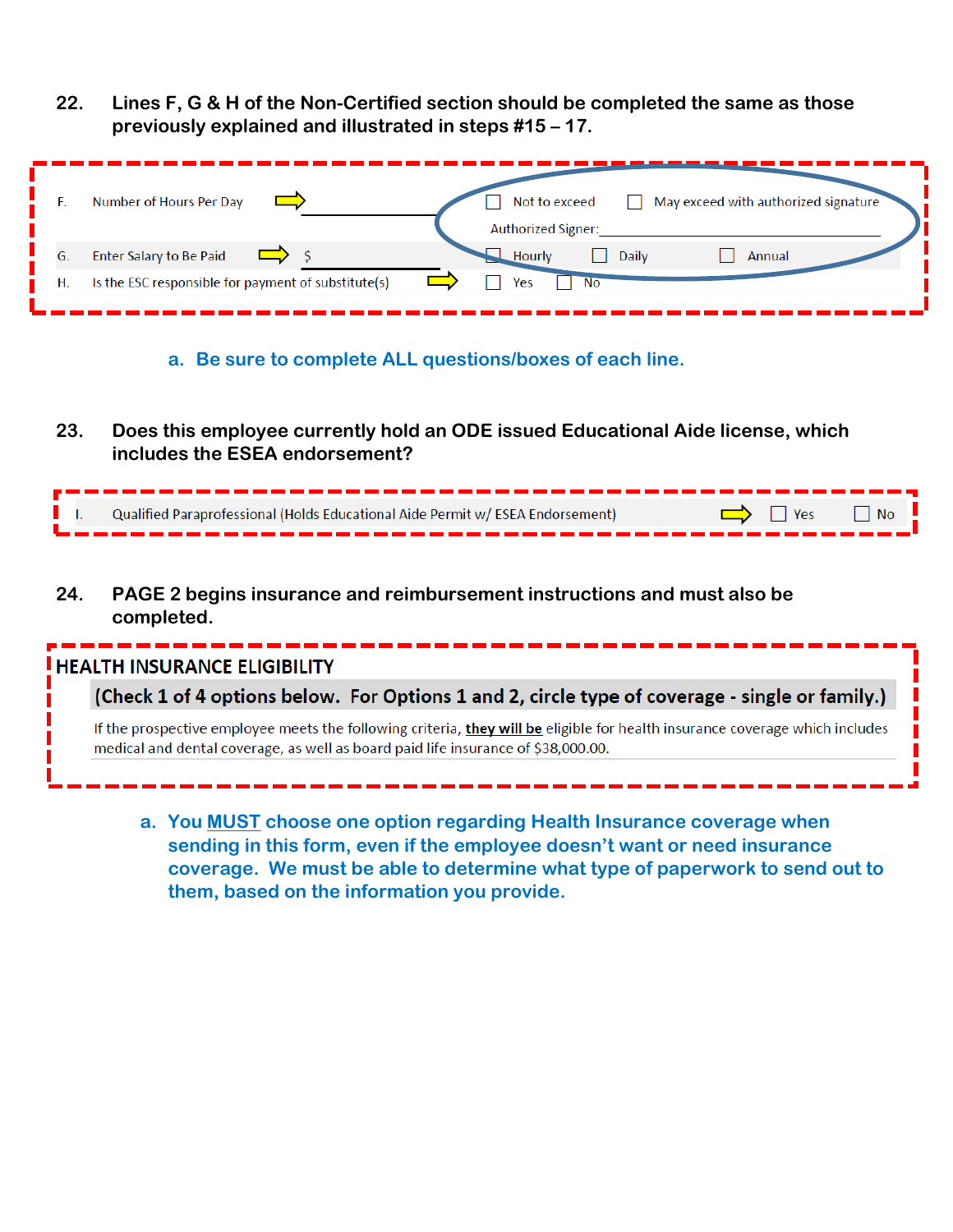22. **Lines F, G & H of the Non-Certified section should be completed the same as those previously explained and illustrated in steps #15 – 17.**

| | | | | |
|---|---|---|---|---|
| F. | Number of Hours Per Day | ______ | ☐ Not to exceed | ☐ May exceed with authorized signature |
| | | | Authorized Signer:______ | |
| G. | Enter Salary to Be Paid | $ ______ | ☐ Hourly ☐ Daily | ☐ Annual |
| H. | Is the ESC responsible for payment of substitute(s) | | ☐ Yes ☐ No | |

a. **Be sure to complete ALL questions/boxes of each line.**

23. **Does this employee currently hold an ODE issued Educational Aide license, which includes the ESEA endorsement?**

| | | |
|---|---|---|
| I. | Qualified Paraprofessional (Holds Educational Aide Permit w/ ESEA Endorsement) | ☐ Yes ☐ No |

24. **PAGE 2 begins insurance and reimbursement instructions and must also be completed.**

**HEALTH INSURANCE ELIGIBILITY**

**(Check 1 of 4 options below. For Options 1 and 2, circle type of coverage - single or family.)**

If the prospective employee meets the following criteria, **they will be** eligible for health insurance coverage which includes medical and dental coverage, as well as board paid life insurance of $38,000.00.

a. **You MUST choose one option regarding Health Insurance coverage when sending in this form, even if the employee doesn't want or need insurance coverage. We must be able to determine what type of paperwork to send out to them, based on the information you provide.**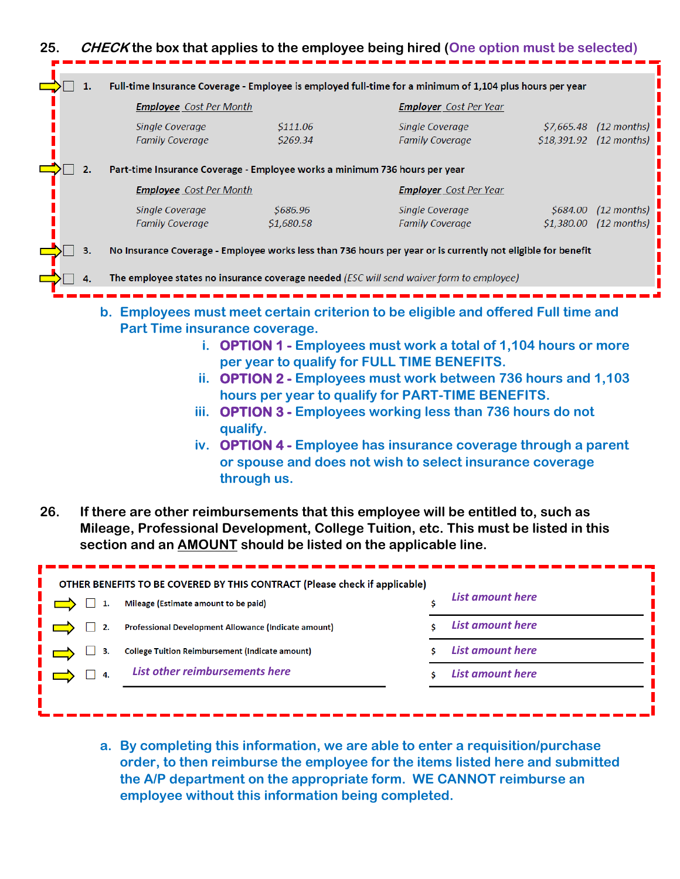25. ***CHECK*** **the box that applies to the employee being hired (One option must be selected)**

☐ 1. **Full-time Insurance Coverage - Employee is employed full-time for a minimum of 1,104 plus hours per year**

| ***Employee*** *Cost Per Month* | | ***Employer*** *Cost Per Year* | | |
|---|---|---|---|---|
| *Single Coverage* | *$111.06* | *Single Coverage* | *$7,665.48* | *(12 months)* |
| *Family Coverage* | *$269.34* | *Family Coverage* | *$18,391.92* | *(12 months)* |

☐ 2. **Part-time Insurance Coverage - Employee works a minimum 736 hours per year**

| ***Employee*** *Cost Per Month* | | ***Employer*** *Cost Per Year* | | |
|---|---|---|---|---|
| *Single Coverage* | *$686.96* | *Single Coverage* | *$684.00* | *(12 months)* |
| *Family Coverage* | *$1,680.58* | *Family Coverage* | *$1,380.00* | *(12 months)* |

☐ 3. **No Insurance Coverage - Employee works less than 736 hours per year or is currently not eligible for benefit**

☐ 4. **The employee states no insurance coverage needed** *(ESC will send waiver form to employee)*

b. **Employees must meet certain criterion to be eligible and offered Full time and Part Time insurance coverage.**
   i. **OPTION 1 - Employees must work a total of 1,104 hours or more per year to qualify for FULL TIME BENEFITS.**
   ii. **OPTION 2 - Employees must work between 736 hours and 1,103 hours per year to qualify for PART-TIME BENEFITS.**
   iii. **OPTION 3 - Employees working less than 736 hours do not qualify.**
   iv. **OPTION 4 - Employee has insurance coverage through a parent or spouse and does not wish to select insurance coverage through us.**

26. **If there are other reimbursements that this employee will be entitled to, such as Mileage, Professional Development, College Tuition, etc. This must be listed in this section and an AMOUNT should be listed on the applicable line.**

**OTHER BENEFITS TO BE COVERED BY THIS CONTRACT (Please check if applicable)**

| | | |
|---|---|---|
| ☐ 1. | Mileage (Estimate amount to be paid) | $ *List amount here* |
| ☐ 2. | Professional Development Allowance (Indicate amount) | $ *List amount here* |
| ☐ 3. | College Tuition Reimbursement (Indicate amount) | $ *List amount here* |
| ☐ 4. | *List other reimbursements here* | $ *List amount here* |

a. **By completing this information, we are able to enter a requisition/purchase order, to then reimburse the employee for the items listed here and submitted the A/P department on the appropriate form. WE CANNOT reimburse an employee without this information being completed.**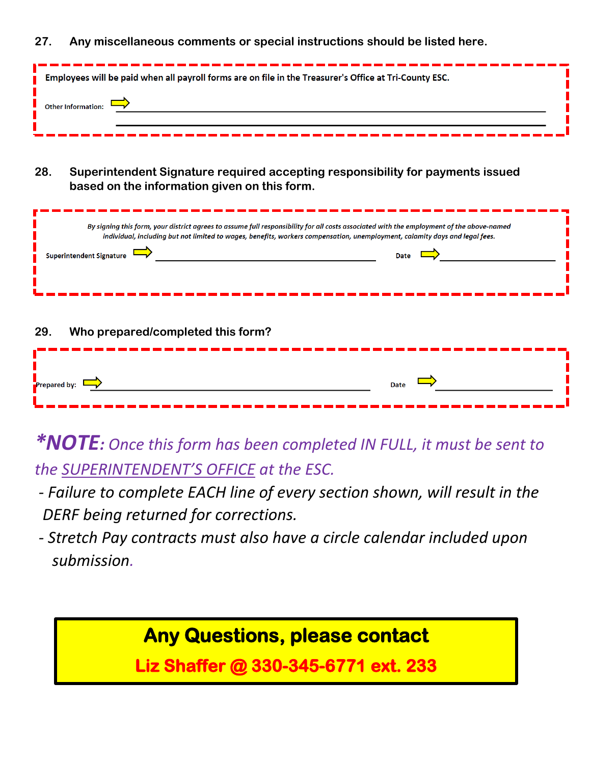27. **Any miscellaneous comments or special instructions should be listed here.**

**Employees will be paid when all payroll forms are on file in the Treasurer's Office at Tri-County ESC.**

Other Information: ______________________________________________

______________________________________________

28. **Superintendent Signature required accepting responsibility for payments issued based on the information given on this form.**

*By signing this form, your district agrees to assume full responsibility for all costs associated with the employment of the above-named individual, including but not limited to wages, benefits, workers compensation, unemployment, calamity days and legal fees.*

**Superintendent Signature** ______________________________ **Date** ______________

29. **Who prepared/completed this form?**

**Prepared by:** ______________________________ **Date** ______________

***\*NOTE**: Once this form has been completed IN FULL, it must be sent to the SUPERINTENDENT'S OFFICE at the ESC.*

- *Failure to complete EACH line of every section shown, will result in the DERF being returned for corrections.*
- *Stretch Pay contracts must also have a circle calendar included upon submission.*

**Any Questions, please contact**

**Liz Shaffer @ 330-345-6771 ext. 233**